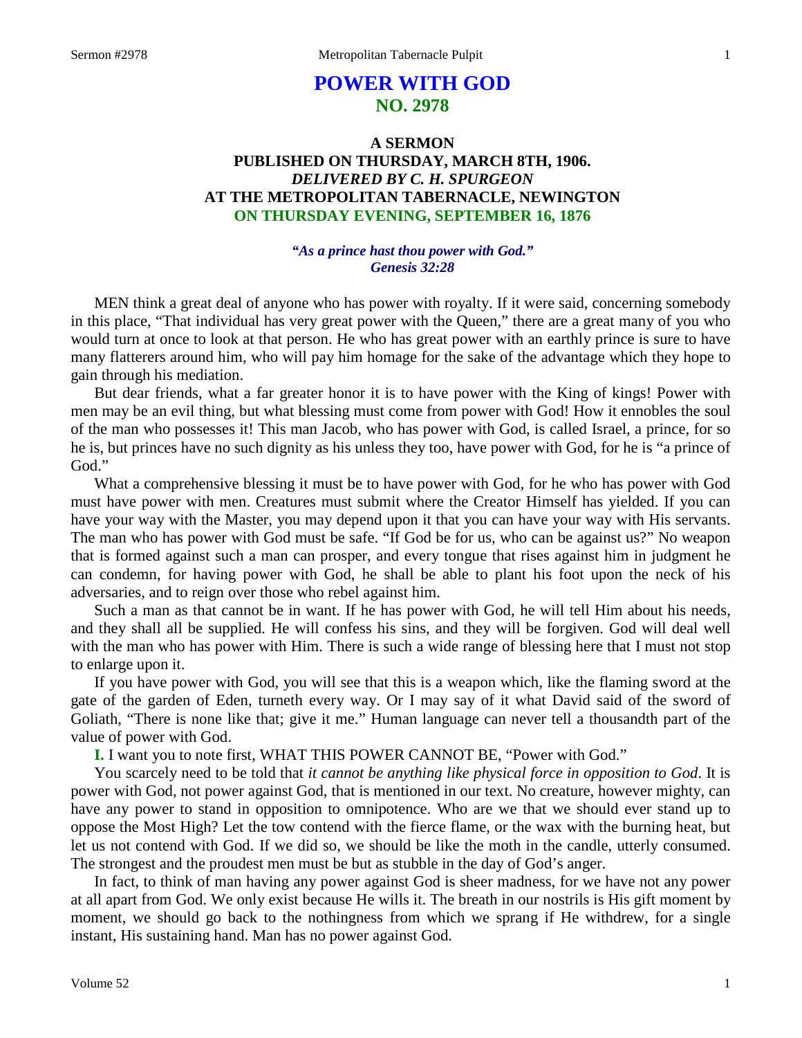# POWER WITH GOD
## NO. 2978

### A SERMON
### PUBLISHED ON THURSDAY, MARCH 8TH, 1906.
### *DELIVERED BY C. H. SPURGEON*
### AT THE METROPOLITAN TABERNACLE, NEWINGTON
### ON THURSDAY EVENING, SEPTEMBER 16, 1876

***"As a prince hast thou power with God."***
***Genesis 32:28***

MEN think a great deal of anyone who has power with royalty. If it were said, concerning somebody in this place, "That individual has very great power with the Queen," there are a great many of you who would turn at once to look at that person. He who has great power with an earthly prince is sure to have many flatterers around him, who will pay him homage for the sake of the advantage which they hope to gain through his mediation.

But dear friends, what a far greater honor it is to have power with the King of kings! Power with men may be an evil thing, but what blessing must come from power with God! How it ennobles the soul of the man who possesses it! This man Jacob, who has power with God, is called Israel, a prince, for so he is, but princes have no such dignity as his unless they too, have power with God, for he is "a prince of God."

What a comprehensive blessing it must be to have power with God, for he who has power with God must have power with men. Creatures must submit where the Creator Himself has yielded. If you can have your way with the Master, you may depend upon it that you can have your way with His servants. The man who has power with God must be safe. "If God be for us, who can be against us?" No weapon that is formed against such a man can prosper, and every tongue that rises against him in judgment he can condemn, for having power with God, he shall be able to plant his foot upon the neck of his adversaries, and to reign over those who rebel against him.

Such a man as that cannot be in want. If he has power with God, he will tell Him about his needs, and they shall all be supplied. He will confess his sins, and they will be forgiven. God will deal well with the man who has power with Him. There is such a wide range of blessing here that I must not stop to enlarge upon it.

If you have power with God, you will see that this is a weapon which, like the flaming sword at the gate of the garden of Eden, turneth every way. Or I may say of it what David said of the sword of Goliath, "There is none like that; give it me." Human language can never tell a thousandth part of the value of power with God.

**I.** I want you to note first, WHAT THIS POWER CANNOT BE, "Power with God."

You scarcely need to be told that *it cannot be anything like physical force in opposition to God*. It is power with God, not power against God, that is mentioned in our text. No creature, however mighty, can have any power to stand in opposition to omnipotence. Who are we that we should ever stand up to oppose the Most High? Let the tow contend with the fierce flame, or the wax with the burning heat, but let us not contend with God. If we did so, we should be like the moth in the candle, utterly consumed. The strongest and the proudest men must be but as stubble in the day of God's anger.

In fact, to think of man having any power against God is sheer madness, for we have not any power at all apart from God. We only exist because He wills it. The breath in our nostrils is His gift moment by moment, we should go back to the nothingness from which we sprang if He withdrew, for a single instant, His sustaining hand. Man has no power against God.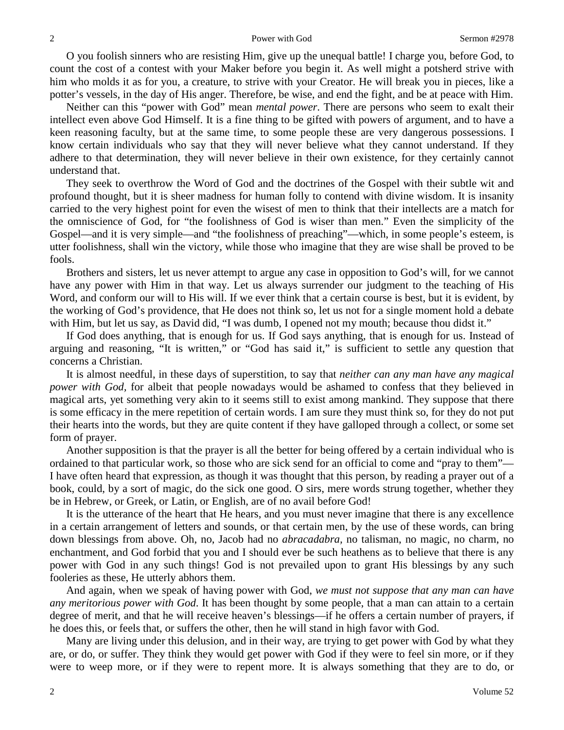O you foolish sinners who are resisting Him, give up the unequal battle! I charge you, before God, to count the cost of a contest with your Maker before you begin it. As well might a potsherd strive with him who molds it as for you, a creature, to strive with your Creator. He will break you in pieces, like a potter's vessels, in the day of His anger. Therefore, be wise, and end the fight, and be at peace with Him.

Neither can this "power with God" mean *mental power*. There are persons who seem to exalt their intellect even above God Himself. It is a fine thing to be gifted with powers of argument, and to have a keen reasoning faculty, but at the same time, to some people these are very dangerous possessions. I know certain individuals who say that they will never believe what they cannot understand. If they adhere to that determination, they will never believe in their own existence, for they certainly cannot understand that.

They seek to overthrow the Word of God and the doctrines of the Gospel with their subtle wit and profound thought, but it is sheer madness for human folly to contend with divine wisdom. It is insanity carried to the very highest point for even the wisest of men to think that their intellects are a match for the omniscience of God, for "the foolishness of God is wiser than men." Even the simplicity of the Gospel—and it is very simple—and "the foolishness of preaching"—which, in some people's esteem, is utter foolishness, shall win the victory, while those who imagine that they are wise shall be proved to be fools.

Brothers and sisters, let us never attempt to argue any case in opposition to God's will, for we cannot have any power with Him in that way. Let us always surrender our judgment to the teaching of His Word, and conform our will to His will. If we ever think that a certain course is best, but it is evident, by the working of God's providence, that He does not think so, let us not for a single moment hold a debate with Him, but let us say, as David did, "I was dumb, I opened not my mouth; because thou didst it."

If God does anything, that is enough for us. If God says anything, that is enough for us. Instead of arguing and reasoning, "It is written," or "God has said it," is sufficient to settle any question that concerns a Christian.

It is almost needful, in these days of superstition, to say that *neither can any man have any magical power with God*, for albeit that people nowadays would be ashamed to confess that they believed in magical arts, yet something very akin to it seems still to exist among mankind. They suppose that there is some efficacy in the mere repetition of certain words. I am sure they must think so, for they do not put their hearts into the words, but they are quite content if they have galloped through a collect, or some set form of prayer.

Another supposition is that the prayer is all the better for being offered by a certain individual who is ordained to that particular work, so those who are sick send for an official to come and "pray to them"—I have often heard that expression, as though it was thought that this person, by reading a prayer out of a book, could, by a sort of magic, do the sick one good. O sirs, mere words strung together, whether they be in Hebrew, or Greek, or Latin, or English, are of no avail before God!

It is the utterance of the heart that He hears, and you must never imagine that there is any excellence in a certain arrangement of letters and sounds, or that certain men, by the use of these words, can bring down blessings from above. Oh, no, Jacob had no *abracadabra*, no talisman, no magic, no charm, no enchantment, and God forbid that you and I should ever be such heathens as to believe that there is any power with God in any such things! God is not prevailed upon to grant His blessings by any such fooleries as these, He utterly abhors them.

And again, when we speak of having power with God, *we must not suppose that any man can have any meritorious power with God*. It has been thought by some people, that a man can attain to a certain degree of merit, and that he will receive heaven's blessings—if he offers a certain number of prayers, if he does this, or feels that, or suffers the other, then he will stand in high favor with God.

Many are living under this delusion, and in their way, are trying to get power with God by what they are, or do, or suffer. They think they would get power with God if they were to feel sin more, or if they were to weep more, or if they were to repent more. It is always something that they are to do, or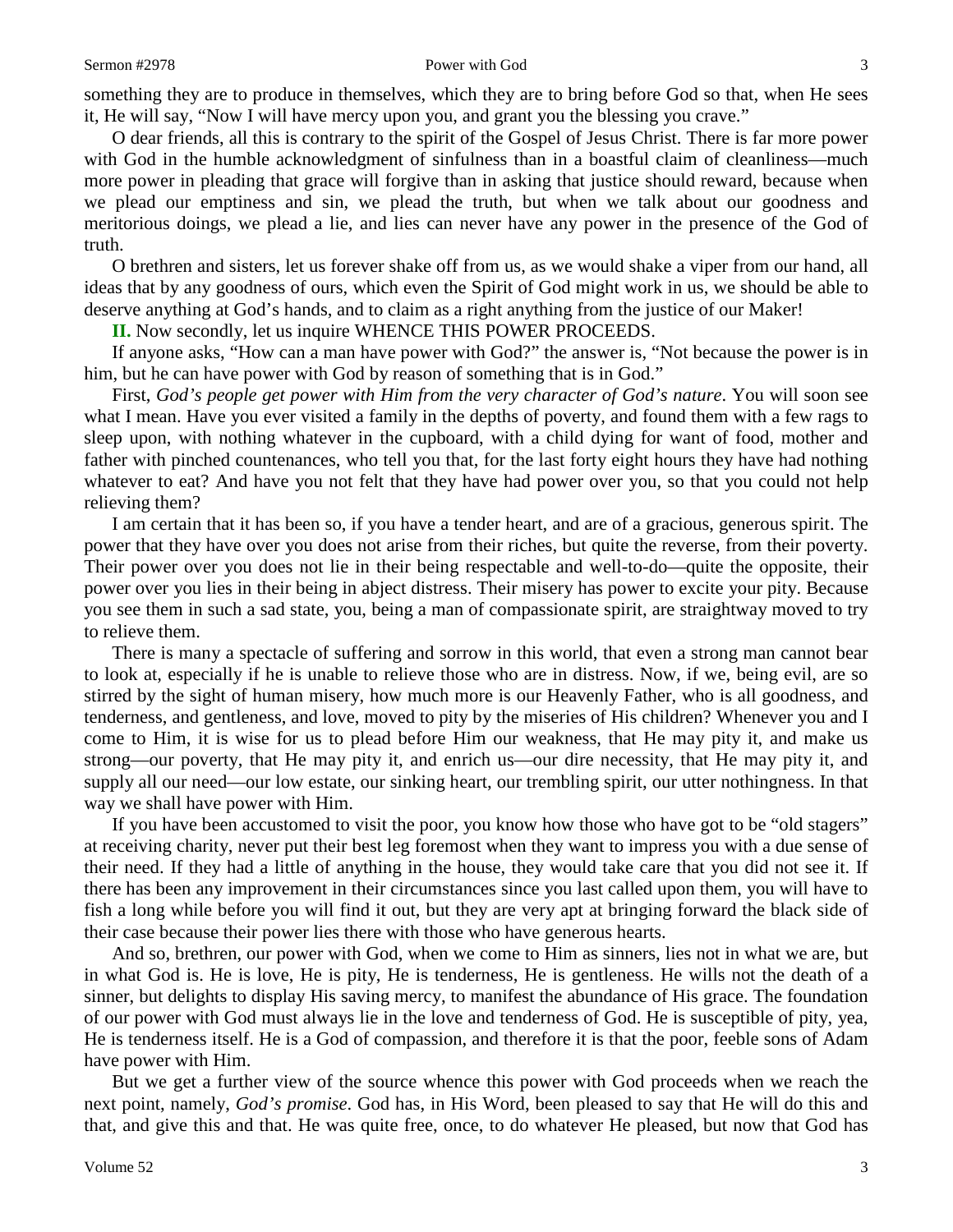something they are to produce in themselves, which they are to bring before God so that, when He sees it, He will say, "Now I will have mercy upon you, and grant you the blessing you crave."

O dear friends, all this is contrary to the spirit of the Gospel of Jesus Christ. There is far more power with God in the humble acknowledgment of sinfulness than in a boastful claim of cleanliness—much more power in pleading that grace will forgive than in asking that justice should reward, because when we plead our emptiness and sin, we plead the truth, but when we talk about our goodness and meritorious doings, we plead a lie, and lies can never have any power in the presence of the God of truth.

O brethren and sisters, let us forever shake off from us, as we would shake a viper from our hand, all ideas that by any goodness of ours, which even the Spirit of God might work in us, we should be able to deserve anything at God's hands, and to claim as a right anything from the justice of our Maker!

**II.** Now secondly, let us inquire WHENCE THIS POWER PROCEEDS.

If anyone asks, "How can a man have power with God?" the answer is, "Not because the power is in him, but he can have power with God by reason of something that is in God."

First, *God's people get power with Him from the very character of God's nature*. You will soon see what I mean. Have you ever visited a family in the depths of poverty, and found them with a few rags to sleep upon, with nothing whatever in the cupboard, with a child dying for want of food, mother and father with pinched countenances, who tell you that, for the last forty eight hours they have had nothing whatever to eat? And have you not felt that they have had power over you, so that you could not help relieving them?

I am certain that it has been so, if you have a tender heart, and are of a gracious, generous spirit. The power that they have over you does not arise from their riches, but quite the reverse, from their poverty. Their power over you does not lie in their being respectable and well-to-do—quite the opposite, their power over you lies in their being in abject distress. Their misery has power to excite your pity. Because you see them in such a sad state, you, being a man of compassionate spirit, are straightway moved to try to relieve them.

There is many a spectacle of suffering and sorrow in this world, that even a strong man cannot bear to look at, especially if he is unable to relieve those who are in distress. Now, if we, being evil, are so stirred by the sight of human misery, how much more is our Heavenly Father, who is all goodness, and tenderness, and gentleness, and love, moved to pity by the miseries of His children? Whenever you and I come to Him, it is wise for us to plead before Him our weakness, that He may pity it, and make us strong—our poverty, that He may pity it, and enrich us—our dire necessity, that He may pity it, and supply all our need—our low estate, our sinking heart, our trembling spirit, our utter nothingness. In that way we shall have power with Him.

If you have been accustomed to visit the poor, you know how those who have got to be "old stagers" at receiving charity, never put their best leg foremost when they want to impress you with a due sense of their need. If they had a little of anything in the house, they would take care that you did not see it. If there has been any improvement in their circumstances since you last called upon them, you will have to fish a long while before you will find it out, but they are very apt at bringing forward the black side of their case because their power lies there with those who have generous hearts.

And so, brethren, our power with God, when we come to Him as sinners, lies not in what we are, but in what God is. He is love, He is pity, He is tenderness, He is gentleness. He wills not the death of a sinner, but delights to display His saving mercy, to manifest the abundance of His grace. The foundation of our power with God must always lie in the love and tenderness of God. He is susceptible of pity, yea, He is tenderness itself. He is a God of compassion, and therefore it is that the poor, feeble sons of Adam have power with Him.

But we get a further view of the source whence this power with God proceeds when we reach the next point, namely, *God's promise*. God has, in His Word, been pleased to say that He will do this and that, and give this and that. He was quite free, once, to do whatever He pleased, but now that God has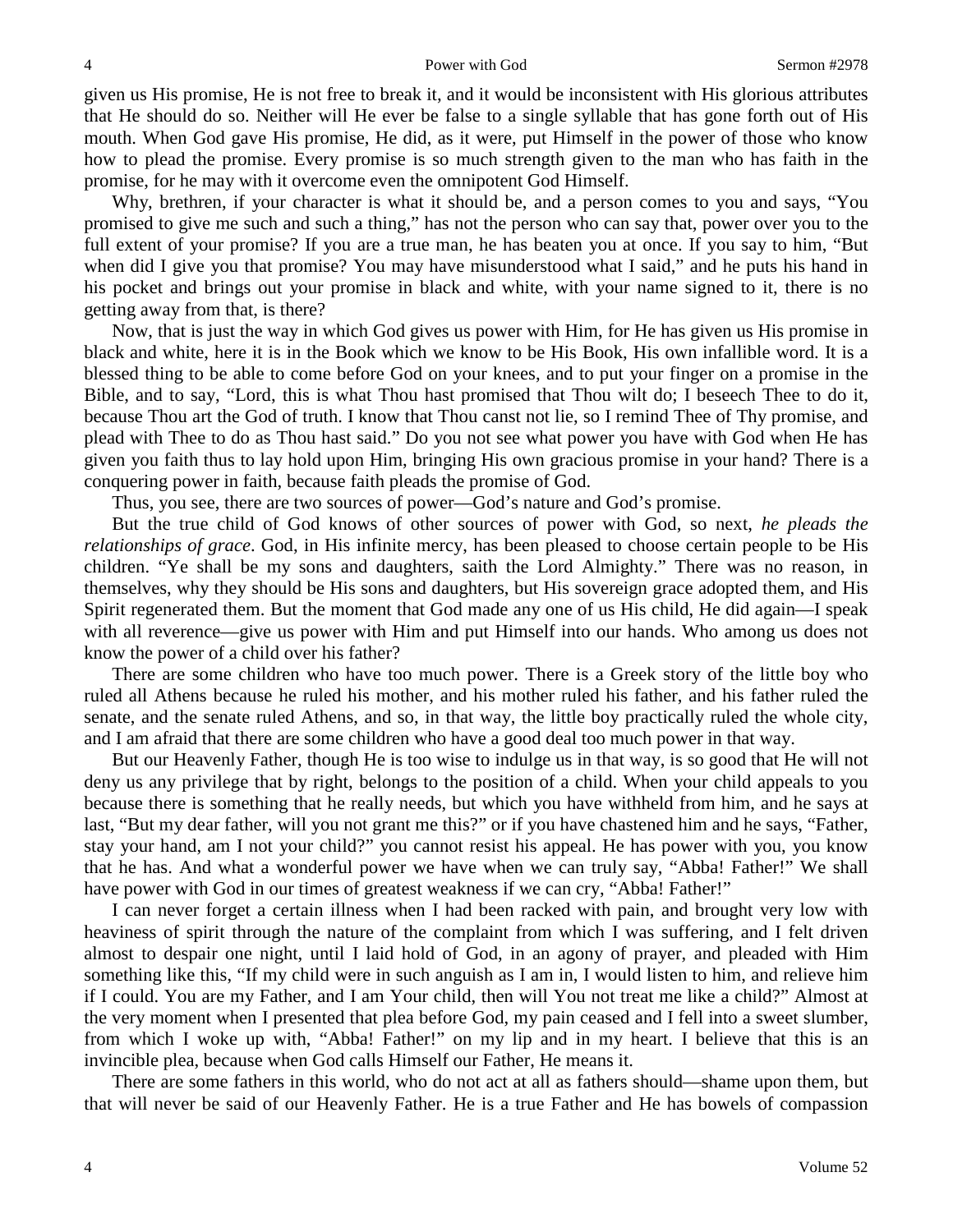given us His promise, He is not free to break it, and it would be inconsistent with His glorious attributes that He should do so. Neither will He ever be false to a single syllable that has gone forth out of His mouth. When God gave His promise, He did, as it were, put Himself in the power of those who know how to plead the promise. Every promise is so much strength given to the man who has faith in the promise, for he may with it overcome even the omnipotent God Himself.

Why, brethren, if your character is what it should be, and a person comes to you and says, "You promised to give me such and such a thing," has not the person who can say that, power over you to the full extent of your promise? If you are a true man, he has beaten you at once. If you say to him, "But when did I give you that promise? You may have misunderstood what I said," and he puts his hand in his pocket and brings out your promise in black and white, with your name signed to it, there is no getting away from that, is there?

Now, that is just the way in which God gives us power with Him, for He has given us His promise in black and white, here it is in the Book which we know to be His Book, His own infallible word. It is a blessed thing to be able to come before God on your knees, and to put your finger on a promise in the Bible, and to say, "Lord, this is what Thou hast promised that Thou wilt do; I beseech Thee to do it, because Thou art the God of truth. I know that Thou canst not lie, so I remind Thee of Thy promise, and plead with Thee to do as Thou hast said." Do you not see what power you have with God when He has given you faith thus to lay hold upon Him, bringing His own gracious promise in your hand? There is a conquering power in faith, because faith pleads the promise of God.

Thus, you see, there are two sources of power—God's nature and God's promise.

But the true child of God knows of other sources of power with God, so next, *he pleads the relationships of grace*. God, in His infinite mercy, has been pleased to choose certain people to be His children. "Ye shall be my sons and daughters, saith the Lord Almighty." There was no reason, in themselves, why they should be His sons and daughters, but His sovereign grace adopted them, and His Spirit regenerated them. But the moment that God made any one of us His child, He did again—I speak with all reverence—give us power with Him and put Himself into our hands. Who among us does not know the power of a child over his father?

There are some children who have too much power. There is a Greek story of the little boy who ruled all Athens because he ruled his mother, and his mother ruled his father, and his father ruled the senate, and the senate ruled Athens, and so, in that way, the little boy practically ruled the whole city, and I am afraid that there are some children who have a good deal too much power in that way.

But our Heavenly Father, though He is too wise to indulge us in that way, is so good that He will not deny us any privilege that by right, belongs to the position of a child. When your child appeals to you because there is something that he really needs, but which you have withheld from him, and he says at last, "But my dear father, will you not grant me this?" or if you have chastened him and he says, "Father, stay your hand, am I not your child?" you cannot resist his appeal. He has power with you, you know that he has. And what a wonderful power we have when we can truly say, "Abba! Father!" We shall have power with God in our times of greatest weakness if we can cry, "Abba! Father!"

I can never forget a certain illness when I had been racked with pain, and brought very low with heaviness of spirit through the nature of the complaint from which I was suffering, and I felt driven almost to despair one night, until I laid hold of God, in an agony of prayer, and pleaded with Him something like this, "If my child were in such anguish as I am in, I would listen to him, and relieve him if I could. You are my Father, and I am Your child, then will You not treat me like a child?" Almost at the very moment when I presented that plea before God, my pain ceased and I fell into a sweet slumber, from which I woke up with, "Abba! Father!" on my lip and in my heart. I believe that this is an invincible plea, because when God calls Himself our Father, He means it.

There are some fathers in this world, who do not act at all as fathers should—shame upon them, but that will never be said of our Heavenly Father. He is a true Father and He has bowels of compassion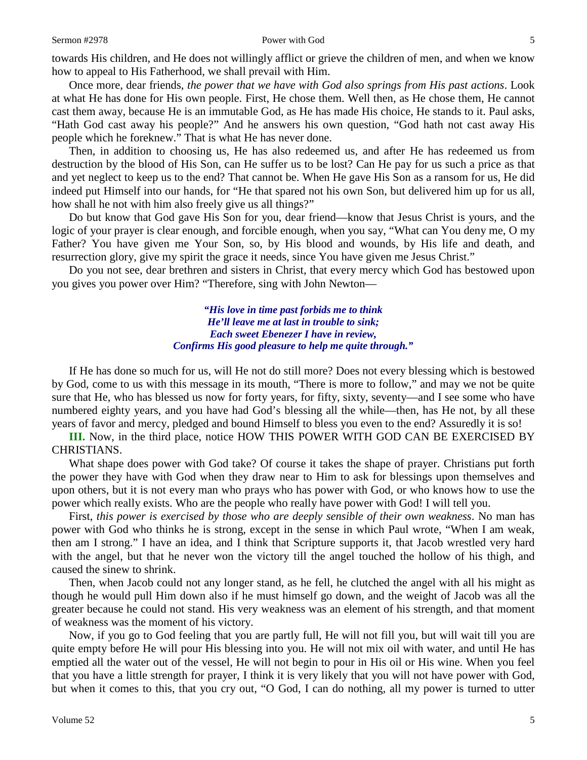towards His children, and He does not willingly afflict or grieve the children of men, and when we know how to appeal to His Fatherhood, we shall prevail with Him.

Once more, dear friends, *the power that we have with God also springs from His past actions*. Look at what He has done for His own people. First, He chose them. Well then, as He chose them, He cannot cast them away, because He is an immutable God, as He has made His choice, He stands to it. Paul asks, "Hath God cast away his people?" And he answers his own question, "God hath not cast away His people which he foreknew." That is what He has never done.

Then, in addition to choosing us, He has also redeemed us, and after He has redeemed us from destruction by the blood of His Son, can He suffer us to be lost? Can He pay for us such a price as that and yet neglect to keep us to the end? That cannot be. When He gave His Son as a ransom for us, He did indeed put Himself into our hands, for "He that spared not his own Son, but delivered him up for us all, how shall he not with him also freely give us all things?"

Do but know that God gave His Son for you, dear friend—know that Jesus Christ is yours, and the logic of your prayer is clear enough, and forcible enough, when you say, "What can You deny me, O my Father? You have given me Your Son, so, by His blood and wounds, by His life and death, and resurrection glory, give my spirit the grace it needs, since You have given me Jesus Christ."

Do you not see, dear brethren and sisters in Christ, that every mercy which God has bestowed upon you gives you power over Him? "Therefore, sing with John Newton—

> ***"His love in time past forbids me to think***
> ***He'll leave me at last in trouble to sink;***
> ***Each sweet Ebenezer I have in review,***
> ***Confirms His good pleasure to help me quite through."***

If He has done so much for us, will He not do still more? Does not every blessing which is bestowed by God, come to us with this message in its mouth, "There is more to follow," and may we not be quite sure that He, who has blessed us now for forty years, for fifty, sixty, seventy—and I see some who have numbered eighty years, and you have had God's blessing all the while—then, has He not, by all these years of favor and mercy, pledged and bound Himself to bless you even to the end? Assuredly it is so!

**III.** Now, in the third place, notice HOW THIS POWER WITH GOD CAN BE EXERCISED BY CHRISTIANS.

What shape does power with God take? Of course it takes the shape of prayer. Christians put forth the power they have with God when they draw near to Him to ask for blessings upon themselves and upon others, but it is not every man who prays who has power with God, or who knows how to use the power which really exists. Who are the people who really have power with God! I will tell you.

First, *this power is exercised by those who are deeply sensible of their own weakness*. No man has power with God who thinks he is strong, except in the sense in which Paul wrote, "When I am weak, then am I strong." I have an idea, and I think that Scripture supports it, that Jacob wrestled very hard with the angel, but that he never won the victory till the angel touched the hollow of his thigh, and caused the sinew to shrink.

Then, when Jacob could not any longer stand, as he fell, he clutched the angel with all his might as though he would pull Him down also if he must himself go down, and the weight of Jacob was all the greater because he could not stand. His very weakness was an element of his strength, and that moment of weakness was the moment of his victory.

Now, if you go to God feeling that you are partly full, He will not fill you, but will wait till you are quite empty before He will pour His blessing into you. He will not mix oil with water, and until He has emptied all the water out of the vessel, He will not begin to pour in His oil or His wine. When you feel that you have a little strength for prayer, I think it is very likely that you will not have power with God, but when it comes to this, that you cry out, "O God, I can do nothing, all my power is turned to utter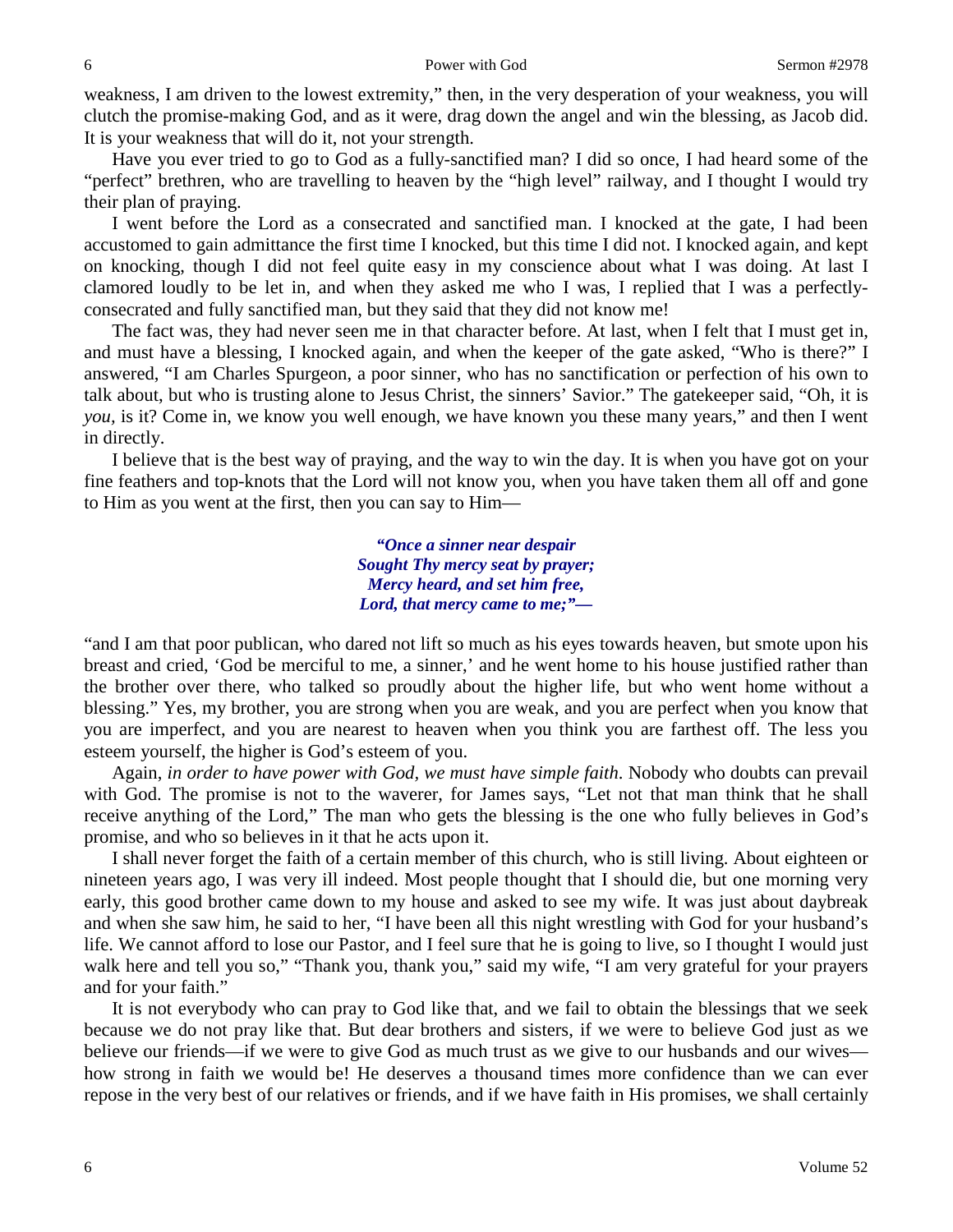weakness, I am driven to the lowest extremity," then, in the very desperation of your weakness, you will clutch the promise-making God, and as it were, drag down the angel and win the blessing, as Jacob did. It is your weakness that will do it, not your strength.

Have you ever tried to go to God as a fully-sanctified man? I did so once, I had heard some of the "perfect" brethren, who are travelling to heaven by the "high level" railway, and I thought I would try their plan of praying.

I went before the Lord as a consecrated and sanctified man. I knocked at the gate, I had been accustomed to gain admittance the first time I knocked, but this time I did not. I knocked again, and kept on knocking, though I did not feel quite easy in my conscience about what I was doing. At last I clamored loudly to be let in, and when they asked me who I was, I replied that I was a perfectly-consecrated and fully sanctified man, but they said that they did not know me!

The fact was, they had never seen me in that character before. At last, when I felt that I must get in, and must have a blessing, I knocked again, and when the keeper of the gate asked, "Who is there?" I answered, "I am Charles Spurgeon, a poor sinner, who has no sanctification or perfection of his own to talk about, but who is trusting alone to Jesus Christ, the sinners' Savior." The gatekeeper said, "Oh, it is *you,* is it? Come in, we know you well enough, we have known you these many years," and then I went in directly.

I believe that is the best way of praying, and the way to win the day. It is when you have got on your fine feathers and top-knots that the Lord will not know you, when you have taken them all off and gone to Him as you went at the first, then you can say to Him—

> ***"Once a sinner near despair***
> ***Sought Thy mercy seat by prayer;***
> ***Mercy heard, and set him free,***
> ***Lord, that mercy came to me;"—***

"and I am that poor publican, who dared not lift so much as his eyes towards heaven, but smote upon his breast and cried, 'God be merciful to me, a sinner,' and he went home to his house justified rather than the brother over there, who talked so proudly about the higher life, but who went home without a blessing." Yes, my brother, you are strong when you are weak, and you are perfect when you know that you are imperfect, and you are nearest to heaven when you think you are farthest off. The less you esteem yourself, the higher is God's esteem of you.

Again, *in order to have power with God, we must have simple faith*. Nobody who doubts can prevail with God. The promise is not to the waverer, for James says, "Let not that man think that he shall receive anything of the Lord," The man who gets the blessing is the one who fully believes in God's promise, and who so believes in it that he acts upon it.

I shall never forget the faith of a certain member of this church, who is still living. About eighteen or nineteen years ago, I was very ill indeed. Most people thought that I should die, but one morning very early, this good brother came down to my house and asked to see my wife. It was just about daybreak and when she saw him, he said to her, "I have been all this night wrestling with God for your husband's life. We cannot afford to lose our Pastor, and I feel sure that he is going to live, so I thought I would just walk here and tell you so," "Thank you, thank you," said my wife, "I am very grateful for your prayers and for your faith."

It is not everybody who can pray to God like that, and we fail to obtain the blessings that we seek because we do not pray like that. But dear brothers and sisters, if we were to believe God just as we believe our friends—if we were to give God as much trust as we give to our husbands and our wives—how strong in faith we would be! He deserves a thousand times more confidence than we can ever repose in the very best of our relatives or friends, and if we have faith in His promises, we shall certainly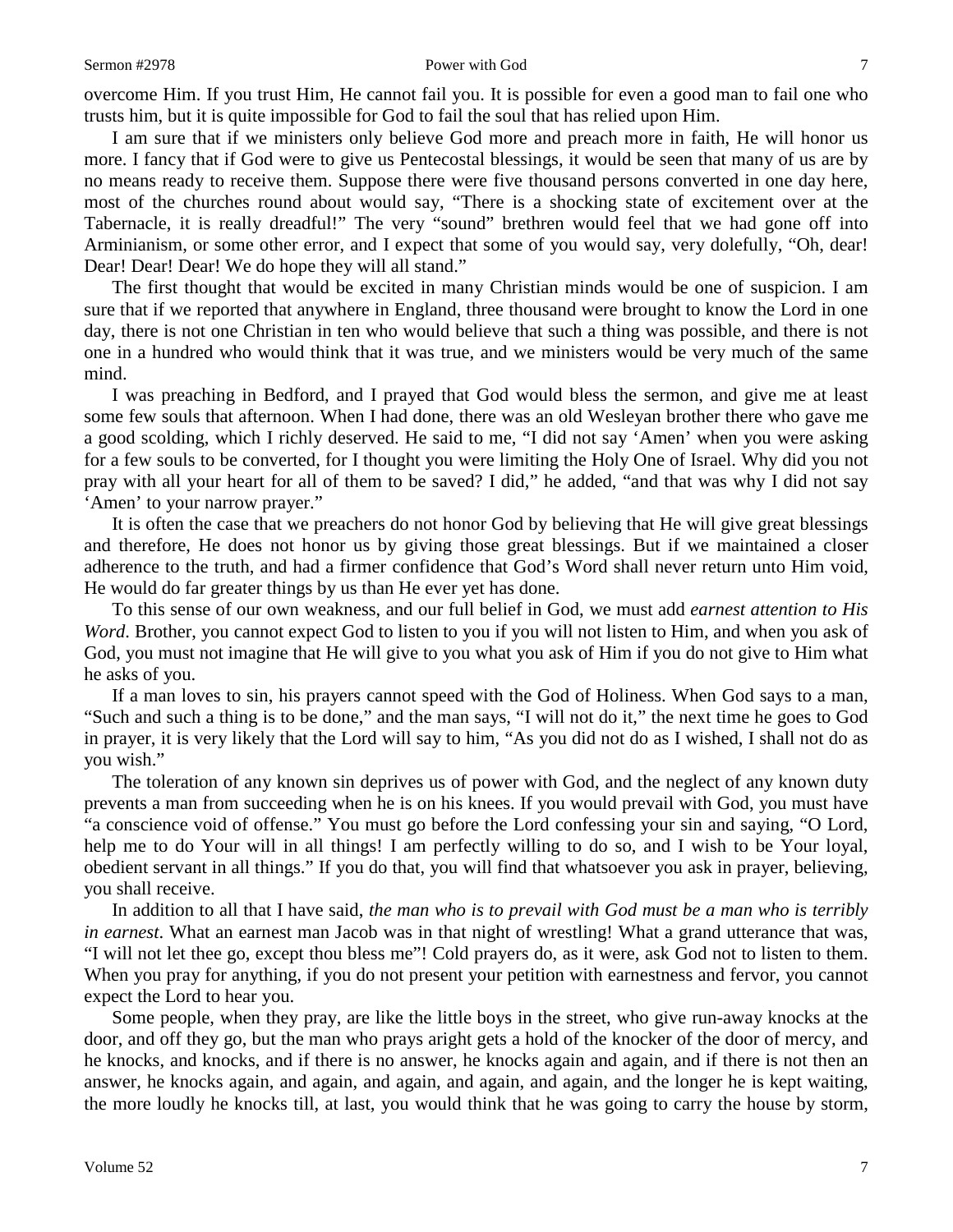overcome Him. If you trust Him, He cannot fail you. It is possible for even a good man to fail one who trusts him, but it is quite impossible for God to fail the soul that has relied upon Him.

I am sure that if we ministers only believe God more and preach more in faith, He will honor us more. I fancy that if God were to give us Pentecostal blessings, it would be seen that many of us are by no means ready to receive them. Suppose there were five thousand persons converted in one day here, most of the churches round about would say, "There is a shocking state of excitement over at the Tabernacle, it is really dreadful!" The very "sound" brethren would feel that we had gone off into Arminianism, or some other error, and I expect that some of you would say, very dolefully, "Oh, dear! Dear! Dear! Dear! We do hope they will all stand."

The first thought that would be excited in many Christian minds would be one of suspicion. I am sure that if we reported that anywhere in England, three thousand were brought to know the Lord in one day, there is not one Christian in ten who would believe that such a thing was possible, and there is not one in a hundred who would think that it was true, and we ministers would be very much of the same mind.

I was preaching in Bedford, and I prayed that God would bless the sermon, and give me at least some few souls that afternoon. When I had done, there was an old Wesleyan brother there who gave me a good scolding, which I richly deserved. He said to me, "I did not say 'Amen' when you were asking for a few souls to be converted, for I thought you were limiting the Holy One of Israel. Why did you not pray with all your heart for all of them to be saved? I did," he added, "and that was why I did not say 'Amen' to your narrow prayer."

It is often the case that we preachers do not honor God by believing that He will give great blessings and therefore, He does not honor us by giving those great blessings. But if we maintained a closer adherence to the truth, and had a firmer confidence that God's Word shall never return unto Him void, He would do far greater things by us than He ever yet has done.

To this sense of our own weakness, and our full belief in God, we must add *earnest attention to His Word*. Brother, you cannot expect God to listen to you if you will not listen to Him, and when you ask of God, you must not imagine that He will give to you what you ask of Him if you do not give to Him what he asks of you.

If a man loves to sin, his prayers cannot speed with the God of Holiness. When God says to a man, "Such and such a thing is to be done," and the man says, "I will not do it," the next time he goes to God in prayer, it is very likely that the Lord will say to him, "As you did not do as I wished, I shall not do as you wish."

The toleration of any known sin deprives us of power with God, and the neglect of any known duty prevents a man from succeeding when he is on his knees. If you would prevail with God, you must have "a conscience void of offense." You must go before the Lord confessing your sin and saying, "O Lord, help me to do Your will in all things! I am perfectly willing to do so, and I wish to be Your loyal, obedient servant in all things." If you do that, you will find that whatsoever you ask in prayer, believing, you shall receive.

In addition to all that I have said, *the man who is to prevail with God must be a man who is terribly in earnest*. What an earnest man Jacob was in that night of wrestling! What a grand utterance that was, "I will not let thee go, except thou bless me"! Cold prayers do, as it were, ask God not to listen to them. When you pray for anything, if you do not present your petition with earnestness and fervor, you cannot expect the Lord to hear you.

Some people, when they pray, are like the little boys in the street, who give run-away knocks at the door, and off they go, but the man who prays aright gets a hold of the knocker of the door of mercy, and he knocks, and knocks, and if there is no answer, he knocks again and again, and if there is not then an answer, he knocks again, and again, and again, and again, and again, and the longer he is kept waiting, the more loudly he knocks till, at last, you would think that he was going to carry the house by storm,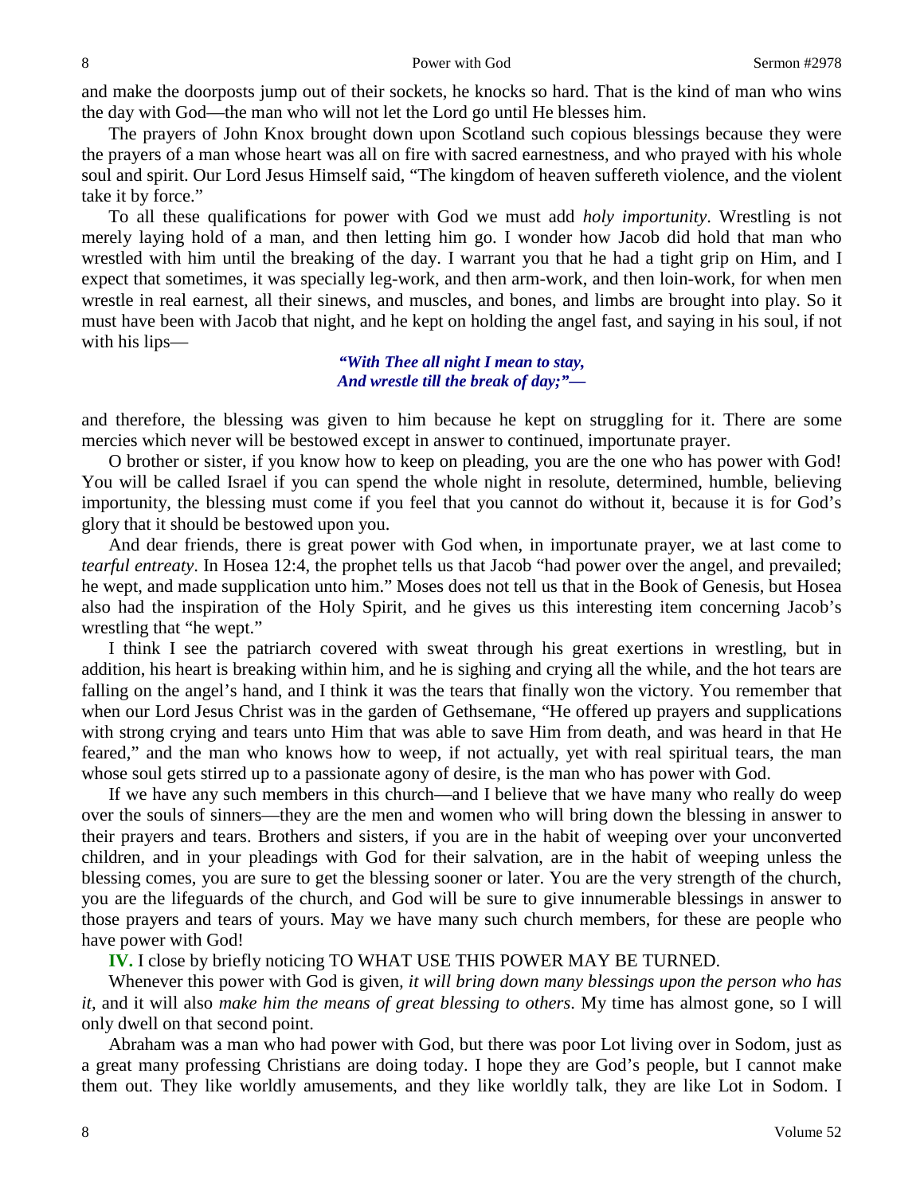and make the doorposts jump out of their sockets, he knocks so hard. That is the kind of man who wins the day with God—the man who will not let the Lord go until He blesses him.

The prayers of John Knox brought down upon Scotland such copious blessings because they were the prayers of a man whose heart was all on fire with sacred earnestness, and who prayed with his whole soul and spirit. Our Lord Jesus Himself said, "The kingdom of heaven suffereth violence, and the violent take it by force."

To all these qualifications for power with God we must add *holy importunity*. Wrestling is not merely laying hold of a man, and then letting him go. I wonder how Jacob did hold that man who wrestled with him until the breaking of the day. I warrant you that he had a tight grip on Him, and I expect that sometimes, it was specially leg-work, and then arm-work, and then loin-work, for when men wrestle in real earnest, all their sinews, and muscles, and bones, and limbs are brought into play. So it must have been with Jacob that night, and he kept on holding the angel fast, and saying in his soul, if not with his lips—

> ***"With Thee all night I mean to stay,***
> ***And wrestle till the break of day;"—***

and therefore, the blessing was given to him because he kept on struggling for it. There are some mercies which never will be bestowed except in answer to continued, importunate prayer.

O brother or sister, if you know how to keep on pleading, you are the one who has power with God! You will be called Israel if you can spend the whole night in resolute, determined, humble, believing importunity, the blessing must come if you feel that you cannot do without it, because it is for God's glory that it should be bestowed upon you.

And dear friends, there is great power with God when, in importunate prayer, we at last come to *tearful entreaty*. In Hosea 12:4, the prophet tells us that Jacob "had power over the angel, and prevailed; he wept, and made supplication unto him." Moses does not tell us that in the Book of Genesis, but Hosea also had the inspiration of the Holy Spirit, and he gives us this interesting item concerning Jacob's wrestling that "he wept."

I think I see the patriarch covered with sweat through his great exertions in wrestling, but in addition, his heart is breaking within him, and he is sighing and crying all the while, and the hot tears are falling on the angel's hand, and I think it was the tears that finally won the victory. You remember that when our Lord Jesus Christ was in the garden of Gethsemane, "He offered up prayers and supplications with strong crying and tears unto Him that was able to save Him from death, and was heard in that He feared," and the man who knows how to weep, if not actually, yet with real spiritual tears, the man whose soul gets stirred up to a passionate agony of desire, is the man who has power with God.

If we have any such members in this church—and I believe that we have many who really do weep over the souls of sinners—they are the men and women who will bring down the blessing in answer to their prayers and tears. Brothers and sisters, if you are in the habit of weeping over your unconverted children, and in your pleadings with God for their salvation, are in the habit of weeping unless the blessing comes, you are sure to get the blessing sooner or later. You are the very strength of the church, you are the lifeguards of the church, and God will be sure to give innumerable blessings in answer to those prayers and tears of yours. May we have many such church members, for these are people who have power with God!

**IV.** I close by briefly noticing TO WHAT USE THIS POWER MAY BE TURNED.

Whenever this power with God is given, *it will bring down many blessings upon the person who has it,* and it will also *make him the means of great blessing to others*. My time has almost gone, so I will only dwell on that second point.

Abraham was a man who had power with God, but there was poor Lot living over in Sodom, just as a great many professing Christians are doing today. I hope they are God's people, but I cannot make them out. They like worldly amusements, and they like worldly talk, they are like Lot in Sodom. I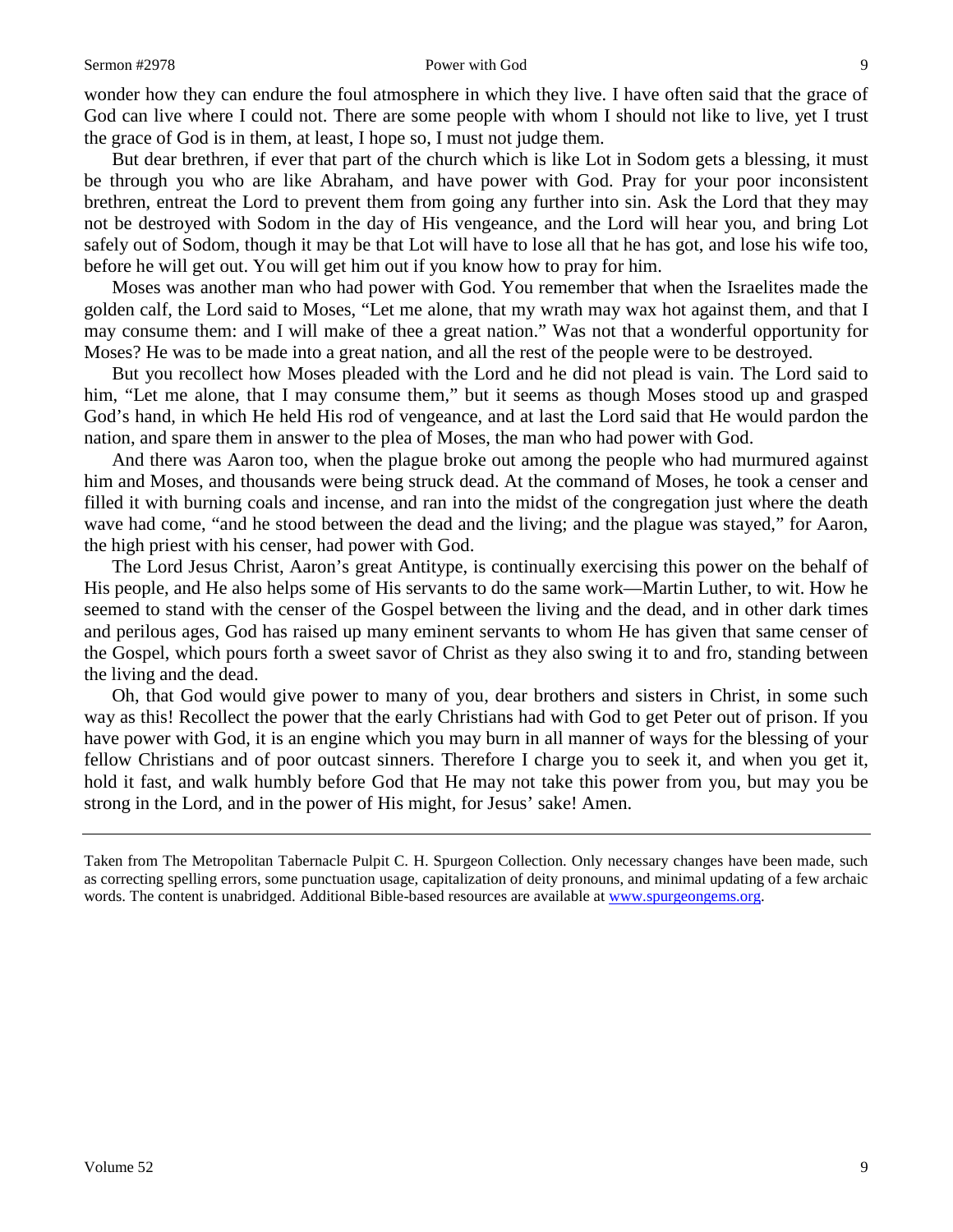wonder how they can endure the foul atmosphere in which they live. I have often said that the grace of God can live where I could not. There are some people with whom I should not like to live, yet I trust the grace of God is in them, at least, I hope so, I must not judge them.

But dear brethren, if ever that part of the church which is like Lot in Sodom gets a blessing, it must be through you who are like Abraham, and have power with God. Pray for your poor inconsistent brethren, entreat the Lord to prevent them from going any further into sin. Ask the Lord that they may not be destroyed with Sodom in the day of His vengeance, and the Lord will hear you, and bring Lot safely out of Sodom, though it may be that Lot will have to lose all that he has got, and lose his wife too, before he will get out. You will get him out if you know how to pray for him.

Moses was another man who had power with God. You remember that when the Israelites made the golden calf, the Lord said to Moses, "Let me alone, that my wrath may wax hot against them, and that I may consume them: and I will make of thee a great nation." Was not that a wonderful opportunity for Moses? He was to be made into a great nation, and all the rest of the people were to be destroyed.

But you recollect how Moses pleaded with the Lord and he did not plead is vain. The Lord said to him, "Let me alone, that I may consume them," but it seems as though Moses stood up and grasped God's hand, in which He held His rod of vengeance, and at last the Lord said that He would pardon the nation, and spare them in answer to the plea of Moses, the man who had power with God.

And there was Aaron too, when the plague broke out among the people who had murmured against him and Moses, and thousands were being struck dead. At the command of Moses, he took a censer and filled it with burning coals and incense, and ran into the midst of the congregation just where the death wave had come, "and he stood between the dead and the living; and the plague was stayed," for Aaron, the high priest with his censer, had power with God.

The Lord Jesus Christ, Aaron's great Antitype, is continually exercising this power on the behalf of His people, and He also helps some of His servants to do the same work—Martin Luther, to wit. How he seemed to stand with the censer of the Gospel between the living and the dead, and in other dark times and perilous ages, God has raised up many eminent servants to whom He has given that same censer of the Gospel, which pours forth a sweet savor of Christ as they also swing it to and fro, standing between the living and the dead.

Oh, that God would give power to many of you, dear brothers and sisters in Christ, in some such way as this! Recollect the power that the early Christians had with God to get Peter out of prison. If you have power with God, it is an engine which you may burn in all manner of ways for the blessing of your fellow Christians and of poor outcast sinners. Therefore I charge you to seek it, and when you get it, hold it fast, and walk humbly before God that He may not take this power from you, but may you be strong in the Lord, and in the power of His might, for Jesus' sake! Amen.

---

Taken from The Metropolitan Tabernacle Pulpit C. H. Spurgeon Collection. Only necessary changes have been made, such as correcting spelling errors, some punctuation usage, capitalization of deity pronouns, and minimal updating of a few archaic words. The content is unabridged. Additional Bible-based resources are available at www.spurgeongems.org.